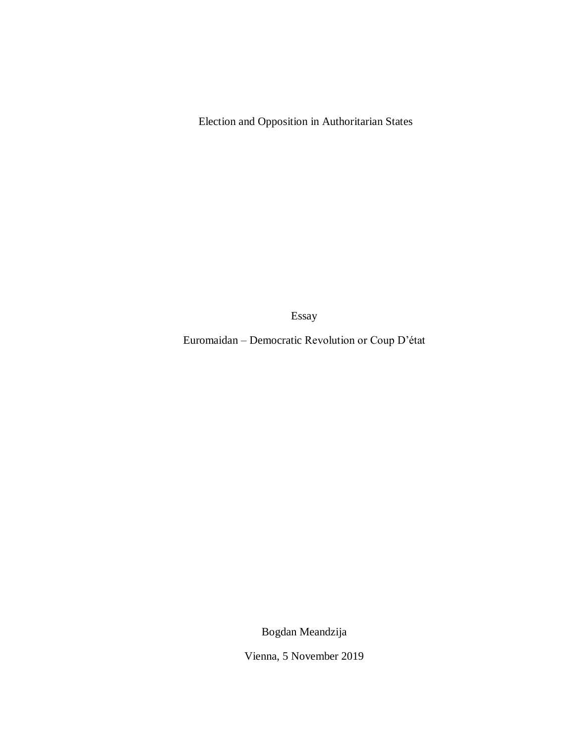Election and Opposition in Authoritarian States

Essay

# Euromaidan – Democratic Revolution or Coup D'état

Bogdan Meandzija

Vienna, 5 November 2019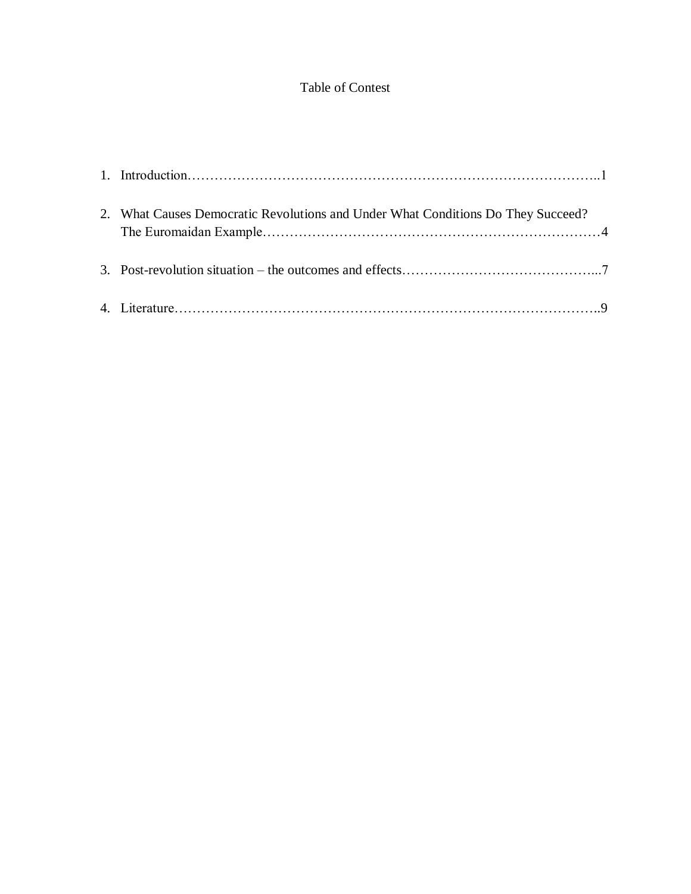# Table of Contest

1. Introduction……………………………………………………………………………..1

2. What Causes Democratic Revolutions and Under What Conditions Do They Succeed? The Euromaidan Example…………………………………………………………………4

3. Post-revolution situation – the outcomes and effects……………………………………...7

4. Literature………………………………………………………………………………..9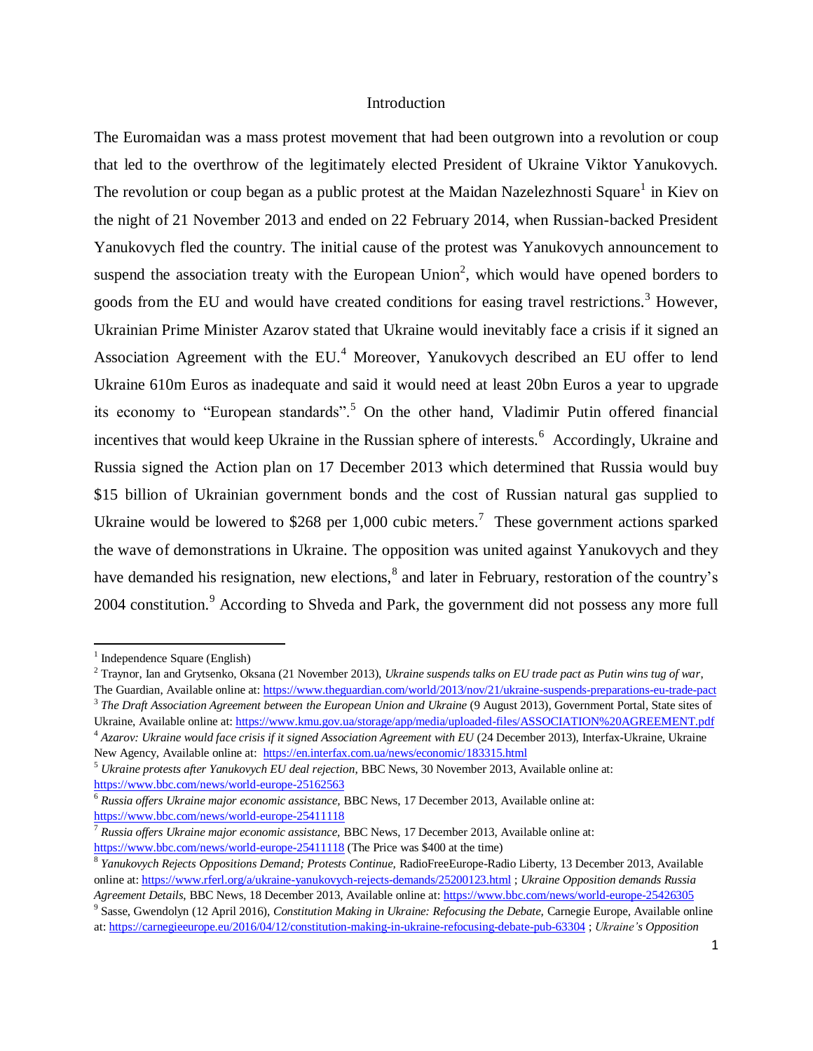# Introduction

The Euromaidan was a mass protest movement that had been outgrown into a revolution or coup that led to the overthrow of the legitimately elected President of Ukraine Viktor Yanukovych. The revolution or coup began as a public protest at the Maidan Nazelezhnosti Square[1] in Kiev on the night of 21 November 2013 and ended on 22 February 2014, when Russian-backed President Yanukovych fled the country. The initial cause of the protest was Yanukovych announcement to suspend the association treaty with the European Union[2], which would have opened borders to goods from the EU and would have created conditions for easing travel restrictions.[3] However, Ukrainian Prime Minister Azarov stated that Ukraine would inevitably face a crisis if it signed an Association Agreement with the EU.[4] Moreover, Yanukovych described an EU offer to lend Ukraine 610m Euros as inadequate and said it would need at least 20bn Euros a year to upgrade its economy to "European standards".[5] On the other hand, Vladimir Putin offered financial incentives that would keep Ukraine in the Russian sphere of interests.[6] Accordingly, Ukraine and Russia signed the Action plan on 17 December 2013 which determined that Russia would buy $15 billion of Ukrainian government bonds and the cost of Russian natural gas supplied to Ukraine would be lowered to $268 per 1,000 cubic meters.[7] These government actions sparked the wave of demonstrations in Ukraine. The opposition was united against Yanukovych and they have demanded his resignation, new elections,[8] and later in February, restoration of the country's 2004 constitution.[9] According to Shveda and Park, the government did not possess any more full

---

[1] Independence Square (English)

[2] Traynor, Ian and Grytsenko, Oksana (21 November 2013), *Ukraine suspends talks on EU trade pact as Putin wins tug of war*, The Guardian, Available online at: https://www.theguardian.com/world/2013/nov/21/ukraine-suspends-preparations-eu-trade-pact

[3] *The Draft Association Agreement between the European Union and Ukraine* (9 August 2013), Government Portal, State sites of Ukraine, Available online at: https://www.kmu.gov.ua/storage/app/media/uploaded-files/ASSOCIATION%20AGREEMENT.pdf

[4] *Azarov: Ukraine would face crisis if it signed Association Agreement with EU* (24 December 2013), Interfax-Ukraine, Ukraine New Agency, Available online at: https://en.interfax.com.ua/news/economic/183315.html

[5] *Ukraine protests after Yanukovych EU deal rejection*, BBC News, 30 November 2013, Available online at: https://www.bbc.com/news/world-europe-25162563

[6] *Russia offers Ukraine major economic assistance*, BBC News, 17 December 2013, Available online at: https://www.bbc.com/news/world-europe-25411118

[7] *Russia offers Ukraine major economic assistance*, BBC News, 17 December 2013, Available online at: https://www.bbc.com/news/world-europe-25411118 (The Price was $400 at the time)

[8] *Yanukovych Rejects Oppositions Demand; Protests Continue*, RadioFreeEurope-Radio Liberty, 13 December 2013, Available online at: https://www.rferl.org/a/ukraine-yanukovych-rejects-demands/25200123.html ; *Ukraine Opposition demands Russia Agreement Details*, BBC News, 18 December 2013, Available online at: https://www.bbc.com/news/world-europe-25426305

[9] Sasse, Gwendolyn (12 April 2016), *Constitution Making in Ukraine: Refocusing the Debate*, Carnegie Europe, Available online at: https://carnegieeurope.eu/2016/04/12/constitution-making-in-ukraine-refocusing-debate-pub-63304 ; *Ukraine's Opposition*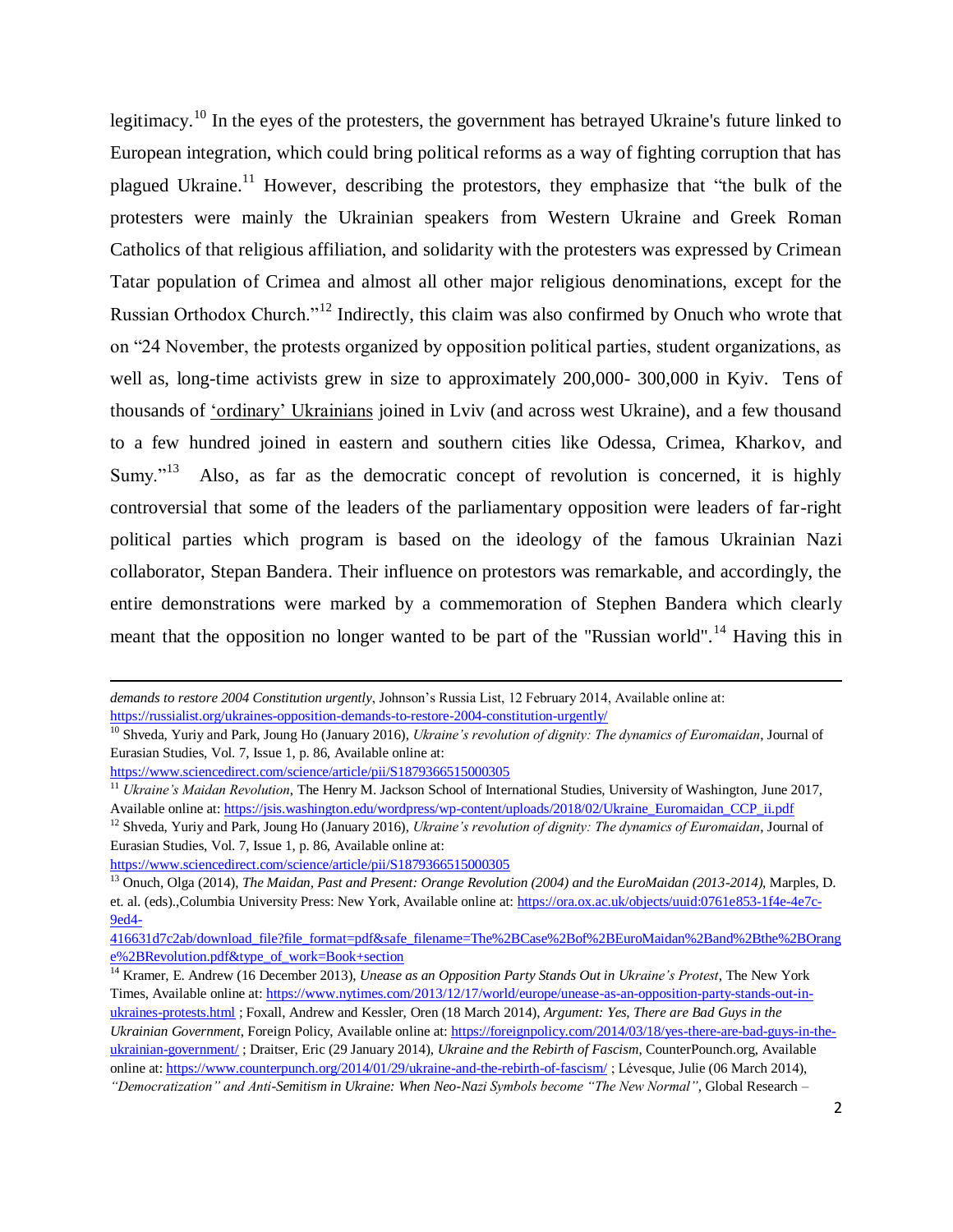legitimacy.[10] In the eyes of the protesters, the government has betrayed Ukraine's future linked to European integration, which could bring political reforms as a way of fighting corruption that has plagued Ukraine.[11] However, describing the protestors, they emphasize that "the bulk of the protesters were mainly the Ukrainian speakers from Western Ukraine and Greek Roman Catholics of that religious affiliation, and solidarity with the protesters was expressed by Crimean Tatar population of Crimea and almost all other major religious denominations, except for the Russian Orthodox Church."[12] Indirectly, this claim was also confirmed by Onuch who wrote that on "24 November, the protests organized by opposition political parties, student organizations, as well as, long-time activists grew in size to approximately 200,000- 300,000 in Kyiv. Tens of thousands of 'ordinary' Ukrainians joined in Lviv (and across west Ukraine), and a few thousand to a few hundred joined in eastern and southern cities like Odessa, Crimea, Kharkov, and Sumy."[13] Also, as far as the democratic concept of revolution is concerned, it is highly controversial that some of the leaders of the parliamentary opposition were leaders of far-right political parties which program is based on the ideology of the famous Ukrainian Nazi collaborator, Stepan Bandera. Their influence on protestors was remarkable, and accordingly, the entire demonstrations were marked by a commemoration of Stephen Bandera which clearly meant that the opposition no longer wanted to be part of the "Russian world".[14] Having this in

---

*demands to restore 2004 Constitution urgently*, Johnson's Russia List, 12 February 2014, Available online at: https://russialist.org/ukraines-opposition-demands-to-restore-2004-constitution-urgently/

[10] Shveda, Yuriy and Park, Joung Ho (January 2016), *Ukraine's revolution of dignity: The dynamics of Euromaidan*, Journal of Eurasian Studies, Vol. 7, Issue 1, p. 86, Available online at: https://www.sciencedirect.com/science/article/pii/S1879366515000305

[11] *Ukraine's Maidan Revolution*, The Henry M. Jackson School of International Studies, University of Washington, June 2017, Available online at: https://jsis.washington.edu/wordpress/wp-content/uploads/2018/02/Ukraine_Euromaidan_CCP_ii.pdf

[12] Shveda, Yuriy and Park, Joung Ho (January 2016), *Ukraine's revolution of dignity: The dynamics of Euromaidan*, Journal of Eurasian Studies, Vol. 7, Issue 1, p. 86, Available online at: https://www.sciencedirect.com/science/article/pii/S1879366515000305

[13] Onuch, Olga (2014), *The Maidan, Past and Present: Orange Revolution (2004) and the EuroMaidan (2013-2014)*, Marples, D. et. al. (eds).,Columbia University Press: New York, Available online at: https://ora.ox.ac.uk/objects/uuid:0761e853-1f4e-4e7c-9ed4-416631d7c2ab/download_file?file_format=pdf&safe_filename=The%2BCase%2Bof%2BEuroMaidan%2Band%2Bthe%2BOrange%2BRevolution.pdf&type_of_work=Book+section

[14] Kramer, E. Andrew (16 December 2013), *Unease as an Opposition Party Stands Out in Ukraine's Protest*, The New York Times, Available online at: https://www.nytimes.com/2013/12/17/world/europe/unease-as-an-opposition-party-stands-out-in-ukraines-protests.html ; Foxall, Andrew and Kessler, Oren (18 March 2014), *Argument: Yes, There are Bad Guys in the Ukrainian Government*, Foreign Policy, Available online at: https://foreignpolicy.com/2014/03/18/yes-there-are-bad-guys-in-the-ukrainian-government/ ; Draitser, Eric (29 January 2014), *Ukraine and the Rebirth of Fascism*, CounterPounch.org, Available online at: https://www.counterpunch.org/2014/01/29/ukraine-and-the-rebirth-of-fascism/ ; Lévesque, Julie (06 March 2014), *"Democratization" and Anti-Semitism in Ukraine: When Neo-Nazi Symbols become "The New Normal"*, Global Research –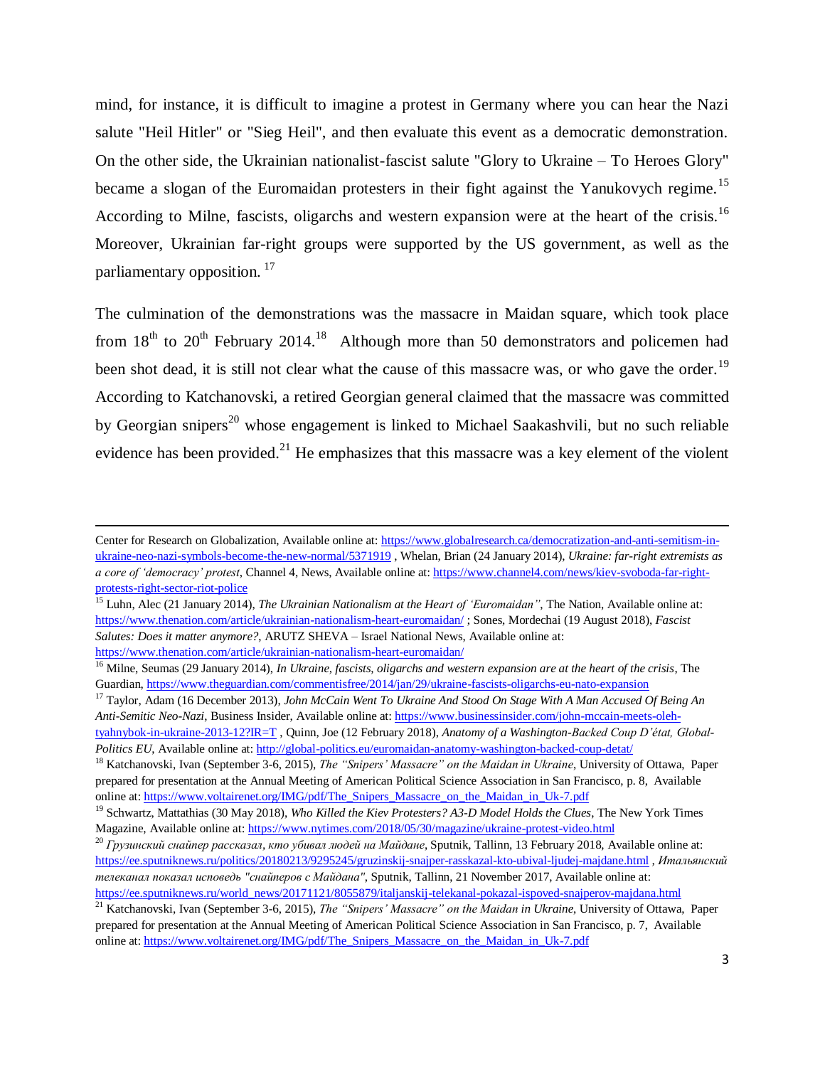mind, for instance, it is difficult to imagine a protest in Germany where you can hear the Nazi salute "Heil Hitler" or "Sieg Heil", and then evaluate this event as a democratic demonstration. On the other side, the Ukrainian nationalist-fascist salute "Glory to Ukraine – To Heroes Glory" became a slogan of the Euromaidan protesters in their fight against the Yanukovych regime.[15] According to Milne, fascists, oligarchs and western expansion were at the heart of the crisis.[16] Moreover, Ukrainian far-right groups were supported by the US government, as well as the parliamentary opposition.[17]

The culmination of the demonstrations was the massacre in Maidan square, which took place from 18th to 20th February 2014.[18] Although more than 50 demonstrators and policemen had been shot dead, it is still not clear what the cause of this massacre was, or who gave the order.[19] According to Katchanovski, a retired Georgian general claimed that the massacre was committed by Georgian snipers[20] whose engagement is linked to Michael Saakashvili, but no such reliable evidence has been provided.[21] He emphasizes that this massacre was a key element of the violent

---

Center for Research on Globalization, Available online at: https://www.globalresearch.ca/democratization-and-anti-semitism-in-ukraine-neo-nazi-symbols-become-the-new-normal/5371919 , Whelan, Brian (24 January 2014), *Ukraine: far-right extremists as a core of 'democracy' protest*, Channel 4, News, Available online at: https://www.channel4.com/news/kiev-svoboda-far-right-protests-right-sector-riot-police

[15] Luhn, Alec (21 January 2014), *The Ukrainian Nationalism at the Heart of 'Euromaidan"*, The Nation, Available online at: https://www.thenation.com/article/ukrainian-nationalism-heart-euromaidan/ ; Sones, Mordechai (19 August 2018), *Fascist Salutes: Does it matter anymore?*, ARUTZ SHEVA – Israel National News, Available online at: https://www.thenation.com/article/ukrainian-nationalism-heart-euromaidan/

[16] Milne, Seumas (29 January 2014), *In Ukraine, fascists, oligarchs and western expansion are at the heart of the crisis*, The Guardian, https://www.theguardian.com/commentisfree/2014/jan/29/ukraine-fascists-oligarchs-eu-nato-expansion

[17] Taylor, Adam (16 December 2013), *John McCain Went To Ukraine And Stood On Stage With A Man Accused Of Being An Anti-Semitic Neo-Nazi*, Business Insider, Available online at: https://www.businessinsider.com/john-mccain-meets-oleh-tyahnybok-in-ukraine-2013-12?IR=T , Quinn, Joe (12 February 2018), *Anatomy of a Washington-Backed Coup D'état, Global-Politics EU*, Available online at: http://global-politics.eu/euromaidan-anatomy-washington-backed-coup-detat/

[18] Katchanovski, Ivan (September 3-6, 2015), *The "Snipers' Massacre" on the Maidan in Ukraine*, University of Ottawa, Paper prepared for presentation at the Annual Meeting of American Political Science Association in San Francisco, p. 8, Available online at: https://www.voltairenet.org/IMG/pdf/The_Snipers_Massacre_on_the_Maidan_in_Uk-7.pdf

[19] Schwartz, Mattathias (30 May 2018), *Who Killed the Kiev Protesters? A3-D Model Holds the Clues*, The New York Times Magazine, Available online at: https://www.nytimes.com/2018/05/30/magazine/ukraine-protest-video.html

[20] *Грузинский снайпер рассказал, кто убивал людей на Майдане*, Sputnik, Tallinn, 13 February 2018, Available online at: https://ee.sputniknews.ru/politics/20180213/9295245/gruzinskij-snajper-rasskazal-kto-ubival-ljudej-majdane.html , *Итальянский телеканал показал исповедь "снайперов с Майдана"*, Sputnik, Tallinn, 21 November 2017, Available online at: https://ee.sputniknews.ru/world_news/20171121/8055879/italjanskij-telekanal-pokazal-ispoved-snajperov-majdana.html

[21] Katchanovski, Ivan (September 3-6, 2015), *The "Snipers' Massacre" on the Maidan in Ukraine*, University of Ottawa, Paper prepared for presentation at the Annual Meeting of American Political Science Association in San Francisco, p. 7, Available online at: https://www.voltairenet.org/IMG/pdf/The_Snipers_Massacre_on_the_Maidan_in_Uk-7.pdf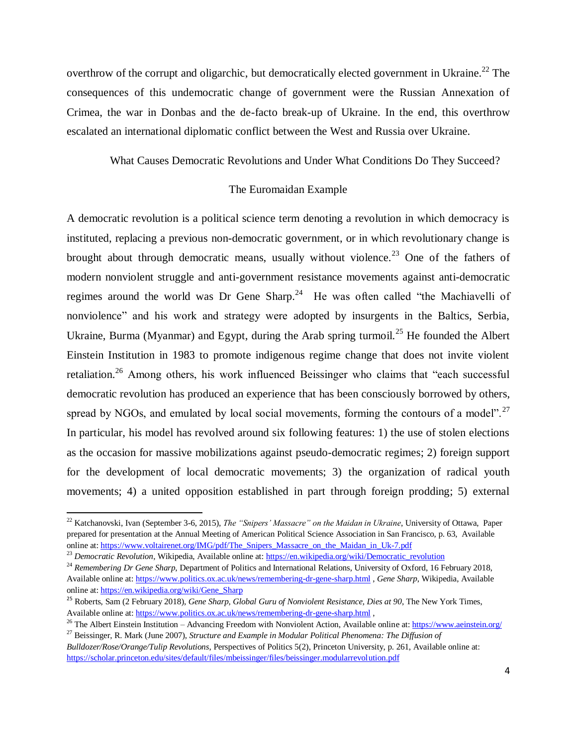overthrow of the corrupt and oligarchic, but democratically elected government in Ukraine.[22] The consequences of this undemocratic change of government were the Russian Annexation of Crimea, the war in Donbas and the de-facto break-up of Ukraine. In the end, this overthrow escalated an international diplomatic conflict between the West and Russia over Ukraine.

## What Causes Democratic Revolutions and Under What Conditions Do They Succeed?

### The Euromaidan Example

A democratic revolution is a political science term denoting a revolution in which democracy is instituted, replacing a previous non-democratic government, or in which revolutionary change is brought about through democratic means, usually without violence.[23] One of the fathers of modern nonviolent struggle and anti-government resistance movements against anti-democratic regimes around the world was Dr Gene Sharp.[24] He was often called "the Machiavelli of nonviolence" and his work and strategy were adopted by insurgents in the Baltics, Serbia, Ukraine, Burma (Myanmar) and Egypt, during the Arab spring turmoil.[25] He founded the Albert Einstein Institution in 1983 to promote indigenous regime change that does not invite violent retaliation.[26] Among others, his work influenced Beissinger who claims that "each successful democratic revolution has produced an experience that has been consciously borrowed by others, spread by NGOs, and emulated by local social movements, forming the contours of a model".[27] In particular, his model has revolved around six following features: 1) the use of stolen elections as the occasion for massive mobilizations against pseudo-democratic regimes; 2) foreign support for the development of local democratic movements; 3) the organization of radical youth movements; 4) a united opposition established in part through foreign prodding; 5) external

---

[22] Katchanovski, Ivan (September 3-6, 2015), *The "Snipers' Massacre" on the Maidan in Ukraine*, University of Ottawa, Paper prepared for presentation at the Annual Meeting of American Political Science Association in San Francisco, p. 63, Available online at: https://www.voltairenet.org/IMG/pdf/The_Snipers_Massacre_on_the_Maidan_in_Uk-7.pdf

[23] *Democratic Revolution*, Wikipedia, Available online at: https://en.wikipedia.org/wiki/Democratic_revolution

[24] *Remembering Dr Gene Sharp*, Department of Politics and International Relations, University of Oxford, 16 February 2018, Available online at: https://www.politics.ox.ac.uk/news/remembering-dr-gene-sharp.html , *Gene Sharp*, Wikipedia, Available online at: https://en.wikipedia.org/wiki/Gene_Sharp

[25] Roberts, Sam (2 February 2018), *Gene Sharp, Global Guru of Nonviolent Resistance, Dies at 90*, The New York Times, Available online at: https://www.politics.ox.ac.uk/news/remembering-dr-gene-sharp.html ,

[26] The Albert Einstein Institution – Advancing Freedom with Nonviolent Action, Available online at: https://www.aeinstein.org/

[27] Beissinger, R. Mark (June 2007), *Structure and Example in Modular Political Phenomena: The Diffusion of Bulldozer/Rose/Orange/Tulip Revolutions*, Perspectives of Politics 5(2), Princeton University, p. 261, Available online at: https://scholar.princeton.edu/sites/default/files/mbeissinger/files/beissinger.modularrevolution.pdf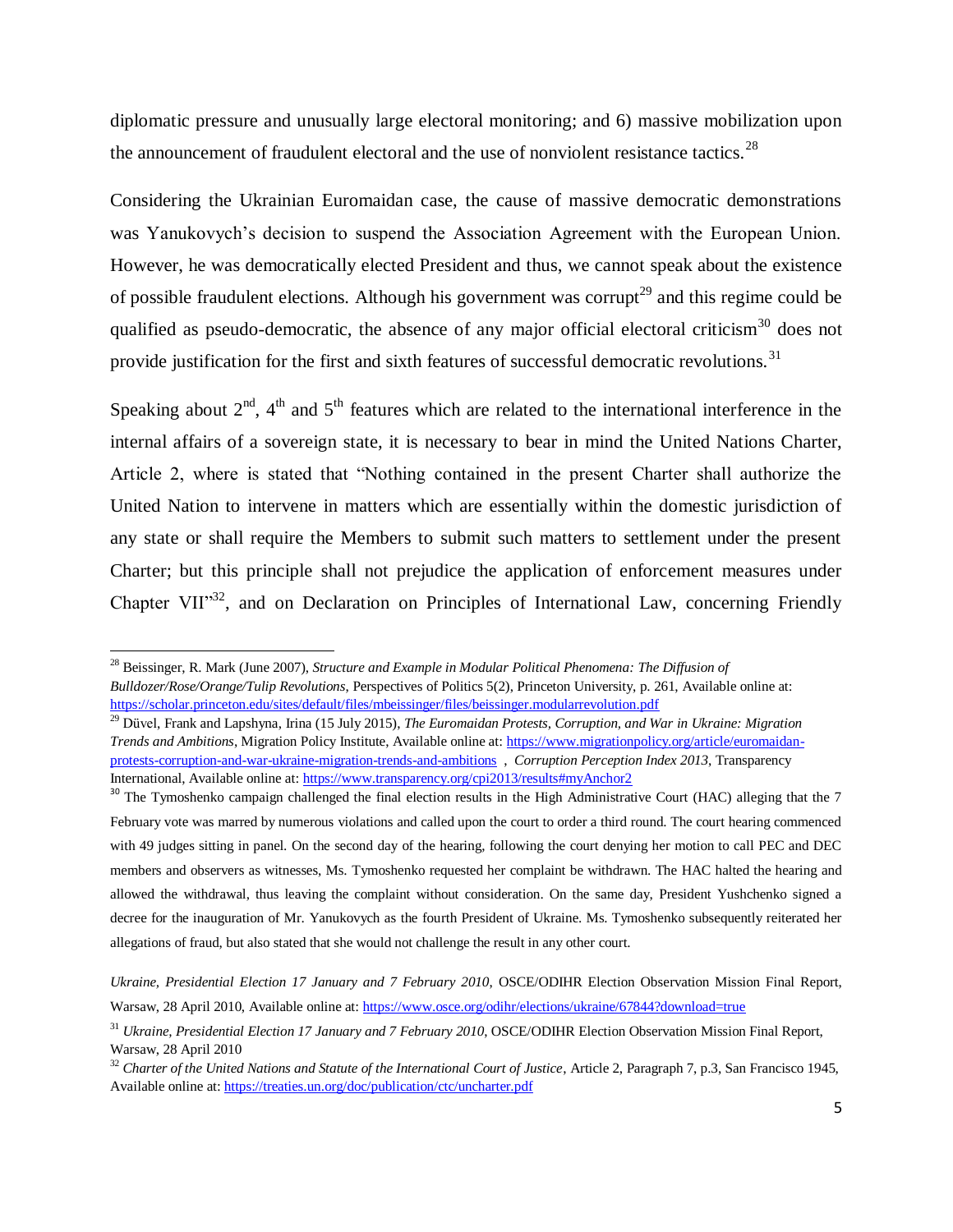diplomatic pressure and unusually large electoral monitoring; and 6) massive mobilization upon the announcement of fraudulent electoral and the use of nonviolent resistance tactics.[28]

Considering the Ukrainian Euromaidan case, the cause of massive democratic demonstrations was Yanukovych's decision to suspend the Association Agreement with the European Union. However, he was democratically elected President and thus, we cannot speak about the existence of possible fraudulent elections. Although his government was corrupt[29] and this regime could be qualified as pseudo-democratic, the absence of any major official electoral criticism[30] does not provide justification for the first and sixth features of successful democratic revolutions.[31]

Speaking about 2nd, 4th and 5th features which are related to the international interference in the internal affairs of a sovereign state, it is necessary to bear in mind the United Nations Charter, Article 2, where is stated that "Nothing contained in the present Charter shall authorize the United Nation to intervene in matters which are essentially within the domestic jurisdiction of any state or shall require the Members to submit such matters to settlement under the present Charter; but this principle shall not prejudice the application of enforcement measures under Chapter VII"[32], and on Declaration on Principles of International Law, concerning Friendly

---

[28] Beissinger, R. Mark (June 2007), *Structure and Example in Modular Political Phenomena: The Diffusion of Bulldozer/Rose/Orange/Tulip Revolutions*, Perspectives of Politics 5(2), Princeton University, p. 261, Available online at: https://scholar.princeton.edu/sites/default/files/mbeissinger/files/beissinger.modularrevolution.pdf

[29] Düvel, Frank and Lapshyna, Irina (15 July 2015), *The Euromaidan Protests, Corruption, and War in Ukraine: Migration Trends and Ambitions*, Migration Policy Institute, Available online at: https://www.migrationpolicy.org/article/euromaidan-protests-corruption-and-war-ukraine-migration-trends-and-ambitions , *Corruption Perception Index 2013*, Transparency International, Available online at: https://www.transparency.org/cpi2013/results#myAnchor2

[30] The Tymoshenko campaign challenged the final election results in the High Administrative Court (HAC) alleging that the 7 February vote was marred by numerous violations and called upon the court to order a third round. The court hearing commenced with 49 judges sitting in panel. On the second day of the hearing, following the court denying her motion to call PEC and DEC members and observers as witnesses, Ms. Tymoshenko requested her complaint be withdrawn. The HAC halted the hearing and allowed the withdrawal, thus leaving the complaint without consideration. On the same day, President Yushchenko signed a decree for the inauguration of Mr. Yanukovych as the fourth President of Ukraine. Ms. Tymoshenko subsequently reiterated her allegations of fraud, but also stated that she would not challenge the result in any other court.

*Ukraine, Presidential Election 17 January and 7 February 2010*, OSCE/ODIHR Election Observation Mission Final Report, Warsaw, 28 April 2010, Available online at: https://www.osce.org/odihr/elections/ukraine/67844?download=true

[31] *Ukraine, Presidential Election 17 January and 7 February 2010*, OSCE/ODIHR Election Observation Mission Final Report, Warsaw, 28 April 2010

[32] *Charter of the United Nations and Statute of the International Court of Justice*, Article 2, Paragraph 7, p.3, San Francisco 1945, Available online at: https://treaties.un.org/doc/publication/ctc/uncharter.pdf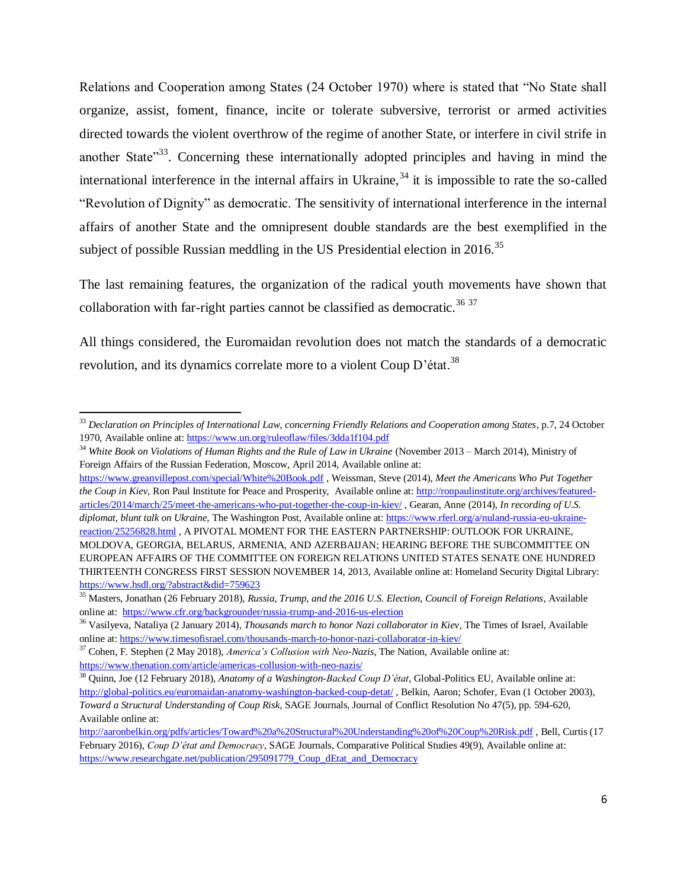Relations and Cooperation among States (24 October 1970) where is stated that "No State shall organize, assist, foment, finance, incite or tolerate subversive, terrorist or armed activities directed towards the violent overthrow of the regime of another State, or interfere in civil strife in another State"[33]. Concerning these internationally adopted principles and having in mind the international interference in the internal affairs in Ukraine,[34] it is impossible to rate the so-called "Revolution of Dignity" as democratic. The sensitivity of international interference in the internal affairs of another State and the omnipresent double standards are the best exemplified in the subject of possible Russian meddling in the US Presidential election in 2016.[35]

The last remaining features, the organization of the radical youth movements have shown that collaboration with far-right parties cannot be classified as democratic.[36] [37]

All things considered, the Euromaidan revolution does not match the standards of a democratic revolution, and its dynamics correlate more to a violent Coup D'état.[38]

---

[33] *Declaration on Principles of International Law, concerning Friendly Relations and Cooperation among States*, p.7, 24 October 1970, Available online at: https://www.un.org/ruleoflaw/files/3dda1f104.pdf

[34] *White Book on Violations of Human Rights and the Rule of Law in Ukraine* (November 2013 – March 2014), Ministry of Foreign Affairs of the Russian Federation, Moscow, April 2014, Available online at: https://www.greanvillepost.com/special/White%20Book.pdf , Weissman, Steve (2014), *Meet the Americans Who Put Together the Coup in Kiev*, Ron Paul Institute for Peace and Prosperity, Available online at: http://ronpaulinstitute.org/archives/featured-articles/2014/march/25/meet-the-americans-who-put-together-the-coup-in-kiev/ , Gearan, Anne (2014), *In recording of U.S. diplomat, blunt talk on Ukraine*, The Washington Post, Available online at: https://www.rferl.org/a/nuland-russia-eu-ukraine-reaction/25256828.html , A PIVOTAL MOMENT FOR THE EASTERN PARTNERSHIP: OUTLOOK FOR UKRAINE, MOLDOVA, GEORGIA, BELARUS, ARMENIA, AND AZERBAIJAN; HEARING BEFORE THE SUBCOMMITTEE ON EUROPEAN AFFAIRS OF THE COMMITTEE ON FOREIGN RELATIONS UNITED STATES SENATE ONE HUNDRED THIRTEENTH CONGRESS FIRST SESSION NOVEMBER 14, 2013, Available online at: Homeland Security Digital Library: https://www.hsdl.org/?abstract&did=759623

[35] Masters, Jonathan (26 February 2018), *Russia, Trump, and the 2016 U.S. Election, Council of Foreign Relations*, Available online at: https://www.cfr.org/backgrounder/russia-trump-and-2016-us-election

[36] Vasilyeva, Nataliya (2 January 2014), *Thousands march to honor Nazi collaborator in Kiev*, The Times of Israel, Available online at: https://www.timesofisrael.com/thousands-march-to-honor-nazi-collaborator-in-kiev/

[37] Cohen, F. Stephen (2 May 2018), *America's Collusion with Neo-Nazis*, The Nation, Available online at: https://www.thenation.com/article/americas-collusion-with-neo-nazis/

[38] Quinn, Joe (12 February 2018), *Anatomy of a Washington-Backed Coup D'état*, Global-Politics EU, Available online at: http://global-politics.eu/euromaidan-anatomy-washington-backed-coup-detat/ , Belkin, Aaron; Schofer, Evan (1 October 2003), *Toward a Structural Understanding of Coup Risk*, SAGE Journals, Journal of Conflict Resolution No 47(5), pp. 594-620, Available online at: http://aaronbelkin.org/pdfs/articles/Toward%20a%20Structural%20Understanding%20of%20Coup%20Risk.pdf , Bell, Curtis (17 February 2016), *Coup D'état and Democracy*, SAGE Journals, Comparative Political Studies 49(9), Available online at: https://www.researchgate.net/publication/295091779_Coup_dEtat_and_Democracy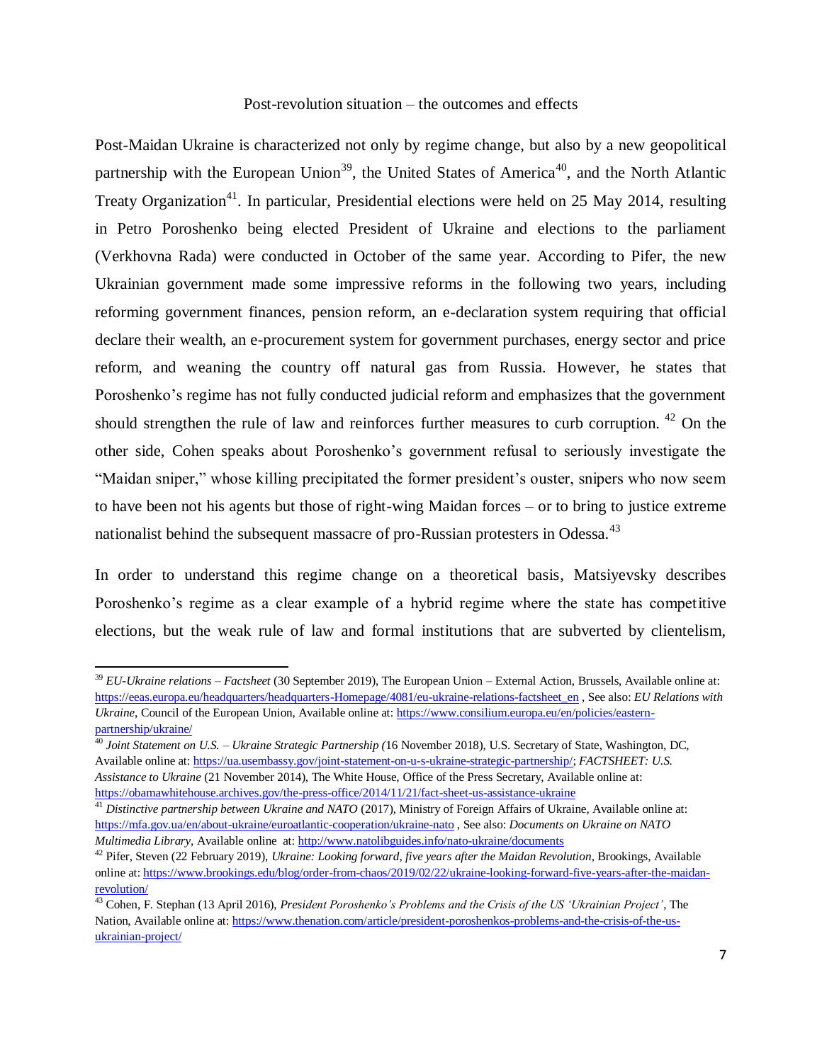## Post-revolution situation – the outcomes and effects

Post-Maidan Ukraine is characterized not only by regime change, but also by a new geopolitical partnership with the European Union[39], the United States of America[40], and the North Atlantic Treaty Organization[41]. In particular, Presidential elections were held on 25 May 2014, resulting in Petro Poroshenko being elected President of Ukraine and elections to the parliament (Verkhovna Rada) were conducted in October of the same year. According to Pifer, the new Ukrainian government made some impressive reforms in the following two years, including reforming government finances, pension reform, an e-declaration system requiring that official declare their wealth, an e-procurement system for government purchases, energy sector and price reform, and weaning the country off natural gas from Russia. However, he states that Poroshenko's regime has not fully conducted judicial reform and emphasizes that the government should strengthen the rule of law and reinforces further measures to curb corruption. [42] On the other side, Cohen speaks about Poroshenko's government refusal to seriously investigate the "Maidan sniper," whose killing precipitated the former president's ouster, snipers who now seem to have been not his agents but those of right-wing Maidan forces – or to bring to justice extreme nationalist behind the subsequent massacre of pro-Russian protesters in Odessa.[43]

In order to understand this regime change on a theoretical basis, Matsiyevsky describes Poroshenko's regime as a clear example of a hybrid regime where the state has competitive elections, but the weak rule of law and formal institutions that are subverted by clientelism,

---

[39] *EU-Ukraine relations – Factsheet* (30 September 2019), The European Union – External Action, Brussels, Available online at: https://eeas.europa.eu/headquarters/headquarters-Homepage/4081/eu-ukraine-relations-factsheet_en , See also: *EU Relations with Ukraine*, Council of the European Union, Available online at: https://www.consilium.europa.eu/en/policies/eastern-partnership/ukraine/

[40] *Joint Statement on U.S. – Ukraine Strategic Partnership (*16 November 2018), U.S. Secretary of State, Washington, DC, Available online at: https://ua.usembassy.gov/joint-statement-on-u-s-ukraine-strategic-partnership/; *FACTSHEET: U.S. Assistance to Ukraine* (21 November 2014), The White House, Office of the Press Secretary, Available online at: https://obamawhitehouse.archives.gov/the-press-office/2014/11/21/fact-sheet-us-assistance-ukraine

[41] *Distinctive partnership between Ukraine and NATO* (2017), Ministry of Foreign Affairs of Ukraine, Available online at: https://mfa.gov.ua/en/about-ukraine/euroatlantic-cooperation/ukraine-nato , See also: *Documents on Ukraine on NATO Multimedia Library*, Available online at: http://www.natolibguides.info/nato-ukraine/documents

[42] Pifer, Steven (22 February 2019), *Ukraine: Looking forward, five years after the Maidan Revolution*, Brookings, Available online at: https://www.brookings.edu/blog/order-from-chaos/2019/02/22/ukraine-looking-forward-five-years-after-the-maidan-revolution/

[43] Cohen, F. Stephan (13 April 2016), *President Poroshenko's Problems and the Crisis of the US 'Ukrainian Project'*, The Nation, Available online at: https://www.thenation.com/article/president-poroshenkos-problems-and-the-crisis-of-the-us-ukrainian-project/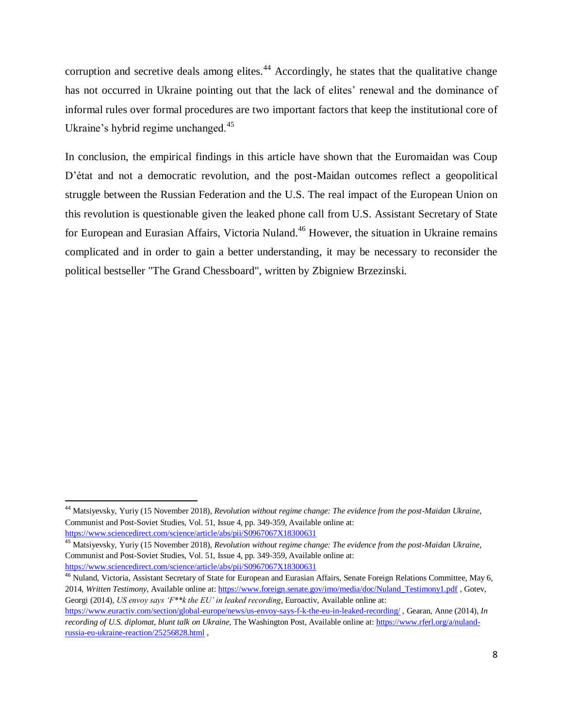corruption and secretive deals among elites.[44] Accordingly, he states that the qualitative change has not occurred in Ukraine pointing out that the lack of elites' renewal and the dominance of informal rules over formal procedures are two important factors that keep the institutional core of Ukraine's hybrid regime unchanged.[45]

In conclusion, the empirical findings in this article have shown that the Euromaidan was Coup D'état and not a democratic revolution, and the post-Maidan outcomes reflect a geopolitical struggle between the Russian Federation and the U.S. The real impact of the European Union on this revolution is questionable given the leaked phone call from U.S. Assistant Secretary of State for European and Eurasian Affairs, Victoria Nuland.[46] However, the situation in Ukraine remains complicated and in order to gain a better understanding, it may be necessary to reconsider the political bestseller "The Grand Chessboard", written by Zbigniew Brzezinski.

---

[44] Matsiyevsky, Yuriy (15 November 2018), *Revolution without regime change: The evidence from the post-Maidan Ukraine*, Communist and Post-Soviet Studies, Vol. 51, Issue 4, pp. 349-359, Available online at: https://www.sciencedirect.com/science/article/abs/pii/S0967067X18300631

[45] Matsiyevsky, Yuriy (15 November 2018), *Revolution without regime change: The evidence from the post-Maidan Ukraine*, Communist and Post-Soviet Studies, Vol. 51, Issue 4, pp. 349-359, Available online at: https://www.sciencedirect.com/science/article/abs/pii/S0967067X18300631

[46] Nuland, Victoria, Assistant Secretary of State for European and Eurasian Affairs, Senate Foreign Relations Committee, May 6, 2014, *Written Testimony*, Available online at: https://www.foreign.senate.gov/imo/media/doc/Nuland_Testimony1.pdf , Gotev, Georgi (2014), *US envoy says 'F**k the EU' in leaked recording*, Euroactiv, Available online at: https://www.euractiv.com/section/global-europe/news/us-envoy-says-f-k-the-eu-in-leaked-recording/ , Gearan, Anne (2014), *In recording of U.S. diplomat, blunt talk on Ukraine*, The Washington Post, Available online at: https://www.rferl.org/a/nuland-russia-eu-ukraine-reaction/25256828.html ,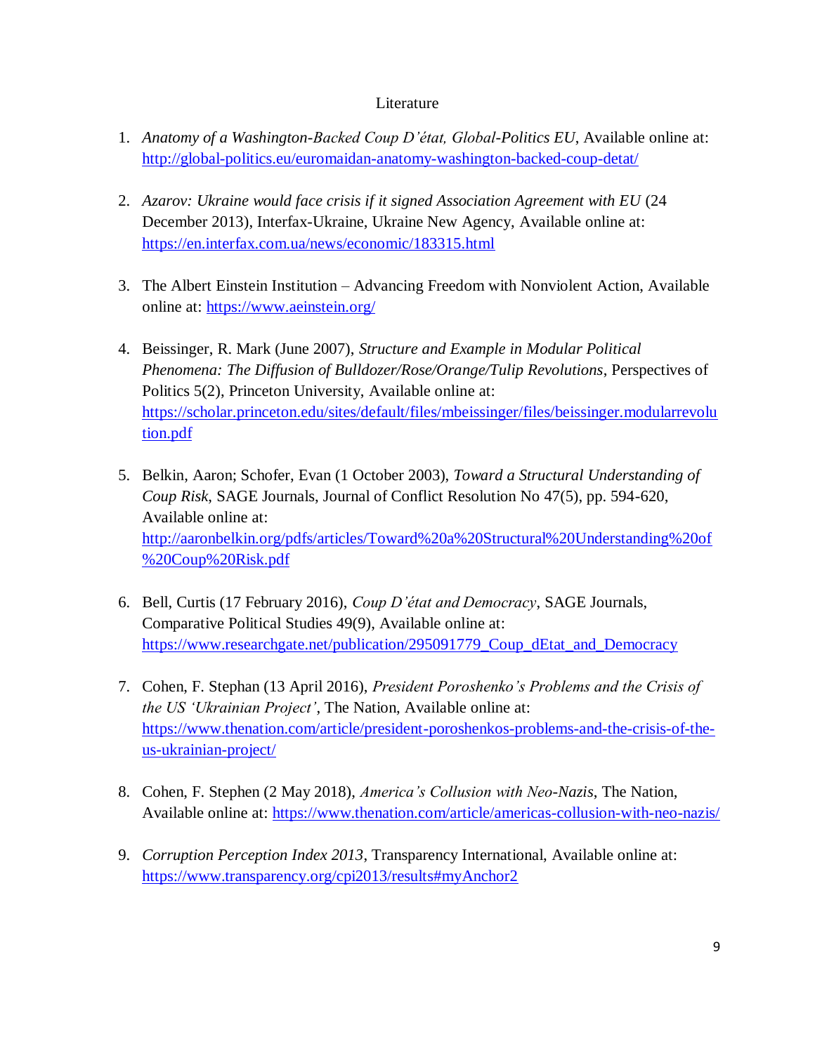Literature

1. *Anatomy of a Washington-Backed Coup D'état, Global-Politics EU*, Available online at: http://global-politics.eu/euromaidan-anatomy-washington-backed-coup-detat/

2. *Azarov: Ukraine would face crisis if it signed Association Agreement with EU* (24 December 2013), Interfax-Ukraine, Ukraine New Agency, Available online at: https://en.interfax.com.ua/news/economic/183315.html

3. The Albert Einstein Institution – Advancing Freedom with Nonviolent Action, Available online at: https://www.aeinstein.org/

4. Beissinger, R. Mark (June 2007), *Structure and Example in Modular Political Phenomena: The Diffusion of Bulldozer/Rose/Orange/Tulip Revolutions*, Perspectives of Politics 5(2), Princeton University, Available online at: https://scholar.princeton.edu/sites/default/files/mbeissinger/files/beissinger.modularrevolution.pdf

5. Belkin, Aaron; Schofer, Evan (1 October 2003), *Toward a Structural Understanding of Coup Risk*, SAGE Journals, Journal of Conflict Resolution No 47(5), pp. 594-620, Available online at: http://aaronbelkin.org/pdfs/articles/Toward%20a%20Structural%20Understanding%20of%20Coup%20Risk.pdf

6. Bell, Curtis (17 February 2016), *Coup D'état and Democracy*, SAGE Journals, Comparative Political Studies 49(9), Available online at: https://www.researchgate.net/publication/295091779_Coup_dEtat_and_Democracy

7. Cohen, F. Stephan (13 April 2016), *President Poroshenko's Problems and the Crisis of the US 'Ukrainian Project'*, The Nation, Available online at: https://www.thenation.com/article/president-poroshenkos-problems-and-the-crisis-of-the-us-ukrainian-project/

8. Cohen, F. Stephen (2 May 2018), *America's Collusion with Neo-Nazis*, The Nation, Available online at: https://www.thenation.com/article/americas-collusion-with-neo-nazis/

9. *Corruption Perception Index 2013*, Transparency International, Available online at: https://www.transparency.org/cpi2013/results#myAnchor2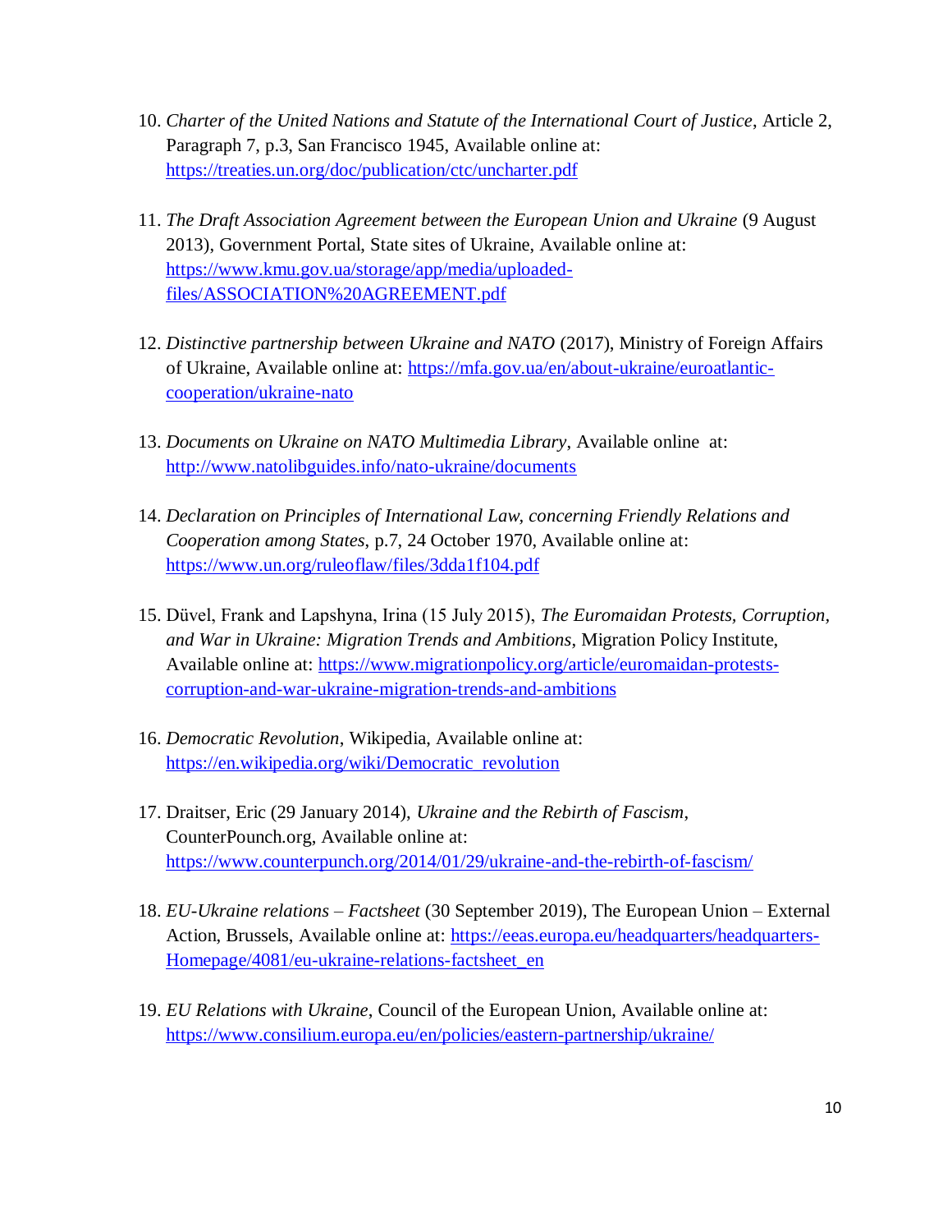10. *Charter of the United Nations and Statute of the International Court of Justice*, Article 2, Paragraph 7, p.3, San Francisco 1945, Available online at: https://treaties.un.org/doc/publication/ctc/uncharter.pdf

11. *The Draft Association Agreement between the European Union and Ukraine* (9 August 2013), Government Portal, State sites of Ukraine, Available online at: https://www.kmu.gov.ua/storage/app/media/uploaded-files/ASSOCIATION%20AGREEMENT.pdf

12. *Distinctive partnership between Ukraine and NATO* (2017), Ministry of Foreign Affairs of Ukraine, Available online at: https://mfa.gov.ua/en/about-ukraine/euroatlantic-cooperation/ukraine-nato

13. *Documents on Ukraine on NATO Multimedia Library*, Available online at: http://www.natolibguides.info/nato-ukraine/documents

14. *Declaration on Principles of International Law, concerning Friendly Relations and Cooperation among States*, p.7, 24 October 1970, Available online at: https://www.un.org/ruleoflaw/files/3dda1f104.pdf

15. Düvel, Frank and Lapshyna, Irina (15 July 2015), *The Euromaidan Protests, Corruption, and War in Ukraine: Migration Trends and Ambitions*, Migration Policy Institute, Available online at: https://www.migrationpolicy.org/article/euromaidan-protests-corruption-and-war-ukraine-migration-trends-and-ambitions

16. *Democratic Revolution*, Wikipedia, Available online at: https://en.wikipedia.org/wiki/Democratic_revolution

17. Draitser, Eric (29 January 2014), *Ukraine and the Rebirth of Fascism*, CounterPounch.org, Available online at: https://www.counterpunch.org/2014/01/29/ukraine-and-the-rebirth-of-fascism/

18. *EU-Ukraine relations – Factsheet* (30 September 2019), The European Union – External Action, Brussels, Available online at: https://eeas.europa.eu/headquarters/headquarters-Homepage/4081/eu-ukraine-relations-factsheet_en

19. *EU Relations with Ukraine*, Council of the European Union, Available online at: https://www.consilium.europa.eu/en/policies/eastern-partnership/ukraine/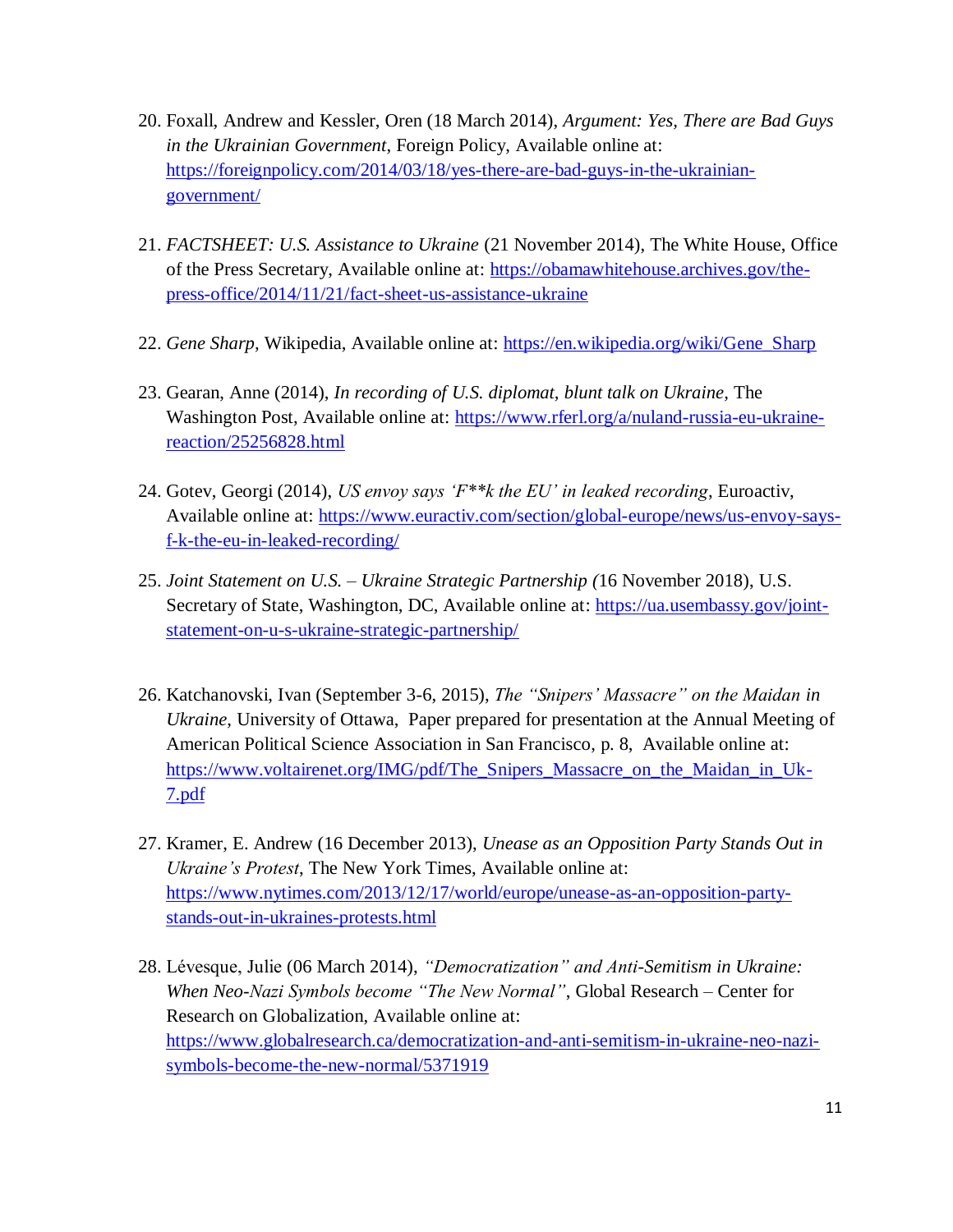20. Foxall, Andrew and Kessler, Oren (18 March 2014), *Argument: Yes, There are Bad Guys in the Ukrainian Government*, Foreign Policy, Available online at: https://foreignpolicy.com/2014/03/18/yes-there-are-bad-guys-in-the-ukrainian-government/

21. *FACTSHEET: U.S. Assistance to Ukraine* (21 November 2014), The White House, Office of the Press Secretary, Available online at: https://obamawhitehouse.archives.gov/the-press-office/2014/11/21/fact-sheet-us-assistance-ukraine

22. *Gene Sharp*, Wikipedia, Available online at: https://en.wikipedia.org/wiki/Gene_Sharp

23. Gearan, Anne (2014), *In recording of U.S. diplomat, blunt talk on Ukraine*, The Washington Post, Available online at: https://www.rferl.org/a/nuland-russia-eu-ukraine-reaction/25256828.html

24. Gotev, Georgi (2014), *US envoy says 'F**k the EU' in leaked recording*, Euroactiv, Available online at: https://www.euractiv.com/section/global-europe/news/us-envoy-says-f-k-the-eu-in-leaked-recording/

25. *Joint Statement on U.S. – Ukraine Strategic Partnership (*16 November 2018), U.S. Secretary of State, Washington, DC, Available online at: https://ua.usembassy.gov/joint-statement-on-u-s-ukraine-strategic-partnership/

26. Katchanovski, Ivan (September 3-6, 2015), *The "Snipers' Massacre" on the Maidan in Ukraine*, University of Ottawa, Paper prepared for presentation at the Annual Meeting of American Political Science Association in San Francisco, p. 8, Available online at: https://www.voltairenet.org/IMG/pdf/The_Snipers_Massacre_on_the_Maidan_in_Uk-7.pdf

27. Kramer, E. Andrew (16 December 2013), *Unease as an Opposition Party Stands Out in Ukraine's Protest*, The New York Times, Available online at: https://www.nytimes.com/2013/12/17/world/europe/unease-as-an-opposition-party-stands-out-in-ukraines-protests.html

28. Lévesque, Julie (06 March 2014), *"Democratization" and Anti-Semitism in Ukraine: When Neo-Nazi Symbols become "The New Normal"*, Global Research – Center for Research on Globalization, Available online at: https://www.globalresearch.ca/democratization-and-anti-semitism-in-ukraine-neo-nazi-symbols-become-the-new-normal/5371919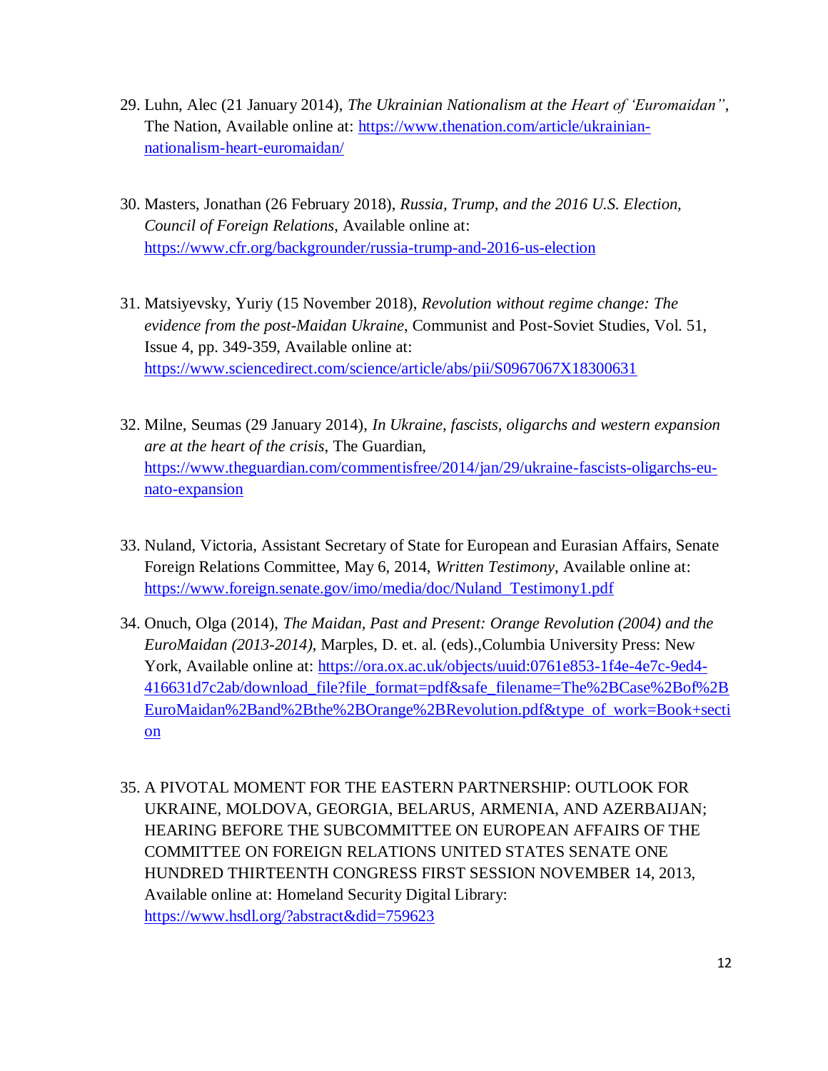29. Luhn, Alec (21 January 2014), *The Ukrainian Nationalism at the Heart of 'Euromaidan"*, The Nation, Available online at: https://www.thenation.com/article/ukrainian-nationalism-heart-euromaidan/

30. Masters, Jonathan (26 February 2018), *Russia, Trump, and the 2016 U.S. Election, Council of Foreign Relations*, Available online at: https://www.cfr.org/backgrounder/russia-trump-and-2016-us-election

31. Matsiyevsky, Yuriy (15 November 2018), *Revolution without regime change: The evidence from the post-Maidan Ukraine*, Communist and Post-Soviet Studies, Vol. 51, Issue 4, pp. 349-359, Available online at: https://www.sciencedirect.com/science/article/abs/pii/S0967067X18300631

32. Milne, Seumas (29 January 2014), *In Ukraine, fascists, oligarchs and western expansion are at the heart of the crisis*, The Guardian, https://www.theguardian.com/commentisfree/2014/jan/29/ukraine-fascists-oligarchs-eu-nato-expansion

33. Nuland, Victoria, Assistant Secretary of State for European and Eurasian Affairs, Senate Foreign Relations Committee, May 6, 2014, *Written Testimony*, Available online at: https://www.foreign.senate.gov/imo/media/doc/Nuland_Testimony1.pdf

34. Onuch, Olga (2014), *The Maidan, Past and Present: Orange Revolution (2004) and the EuroMaidan (2013-2014)*, Marples, D. et. al. (eds).,Columbia University Press: New York, Available online at: https://ora.ox.ac.uk/objects/uuid:0761e853-1f4e-4e7c-9ed4-416631d7c2ab/download_file?file_format=pdf&safe_filename=The%2BCase%2Bof%2BEuroMaidan%2Band%2Bthe%2BOrange%2BRevolution.pdf&type_of_work=Book+section

35. A PIVOTAL MOMENT FOR THE EASTERN PARTNERSHIP: OUTLOOK FOR UKRAINE, MOLDOVA, GEORGIA, BELARUS, ARMENIA, AND AZERBAIJAN; HEARING BEFORE THE SUBCOMMITTEE ON EUROPEAN AFFAIRS OF THE COMMITTEE ON FOREIGN RELATIONS UNITED STATES SENATE ONE HUNDRED THIRTEENTH CONGRESS FIRST SESSION NOVEMBER 14, 2013, Available online at: Homeland Security Digital Library: https://www.hsdl.org/?abstract&did=759623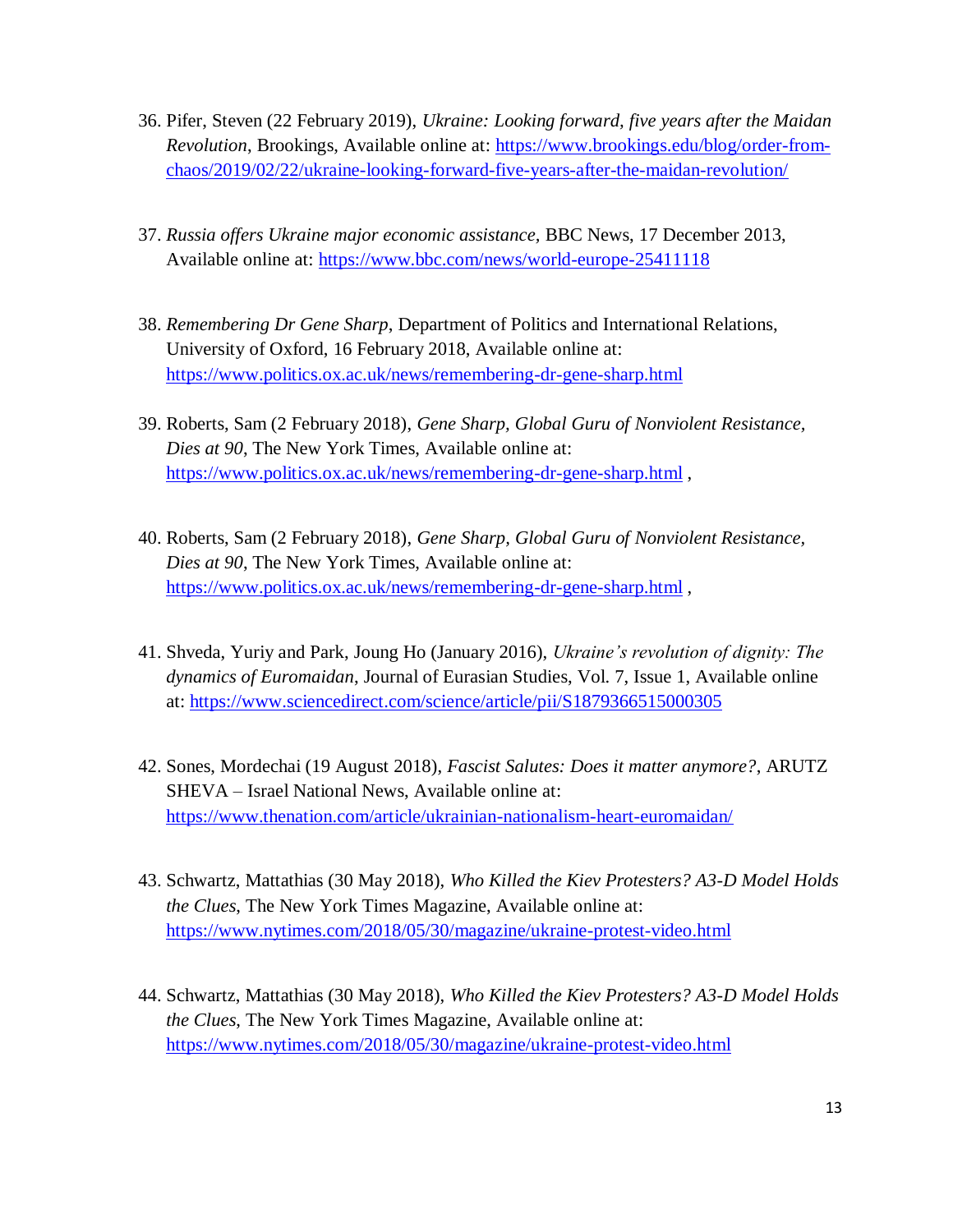36. Pifer, Steven (22 February 2019), *Ukraine: Looking forward, five years after the Maidan Revolution*, Brookings, Available online at: https://www.brookings.edu/blog/order-from-chaos/2019/02/22/ukraine-looking-forward-five-years-after-the-maidan-revolution/

37. *Russia offers Ukraine major economic assistance*, BBC News, 17 December 2013, Available online at: https://www.bbc.com/news/world-europe-25411118

38. *Remembering Dr Gene Sharp*, Department of Politics and International Relations, University of Oxford, 16 February 2018, Available online at: https://www.politics.ox.ac.uk/news/remembering-dr-gene-sharp.html

39. Roberts, Sam (2 February 2018), *Gene Sharp, Global Guru of Nonviolent Resistance, Dies at 90*, The New York Times, Available online at: https://www.politics.ox.ac.uk/news/remembering-dr-gene-sharp.html ,

40. Roberts, Sam (2 February 2018), *Gene Sharp, Global Guru of Nonviolent Resistance, Dies at 90*, The New York Times, Available online at: https://www.politics.ox.ac.uk/news/remembering-dr-gene-sharp.html ,

41. Shveda, Yuriy and Park, Joung Ho (January 2016), *Ukraine's revolution of dignity: The dynamics of Euromaidan*, Journal of Eurasian Studies, Vol. 7, Issue 1, Available online at: https://www.sciencedirect.com/science/article/pii/S1879366515000305

42. Sones, Mordechai (19 August 2018), *Fascist Salutes: Does it matter anymore?*, ARUTZ SHEVA – Israel National News, Available online at: https://www.thenation.com/article/ukrainian-nationalism-heart-euromaidan/

43. Schwartz, Mattathias (30 May 2018), *Who Killed the Kiev Protesters? A3-D Model Holds the Clues*, The New York Times Magazine, Available online at: https://www.nytimes.com/2018/05/30/magazine/ukraine-protest-video.html

44. Schwartz, Mattathias (30 May 2018), *Who Killed the Kiev Protesters? A3-D Model Holds the Clues*, The New York Times Magazine, Available online at: https://www.nytimes.com/2018/05/30/magazine/ukraine-protest-video.html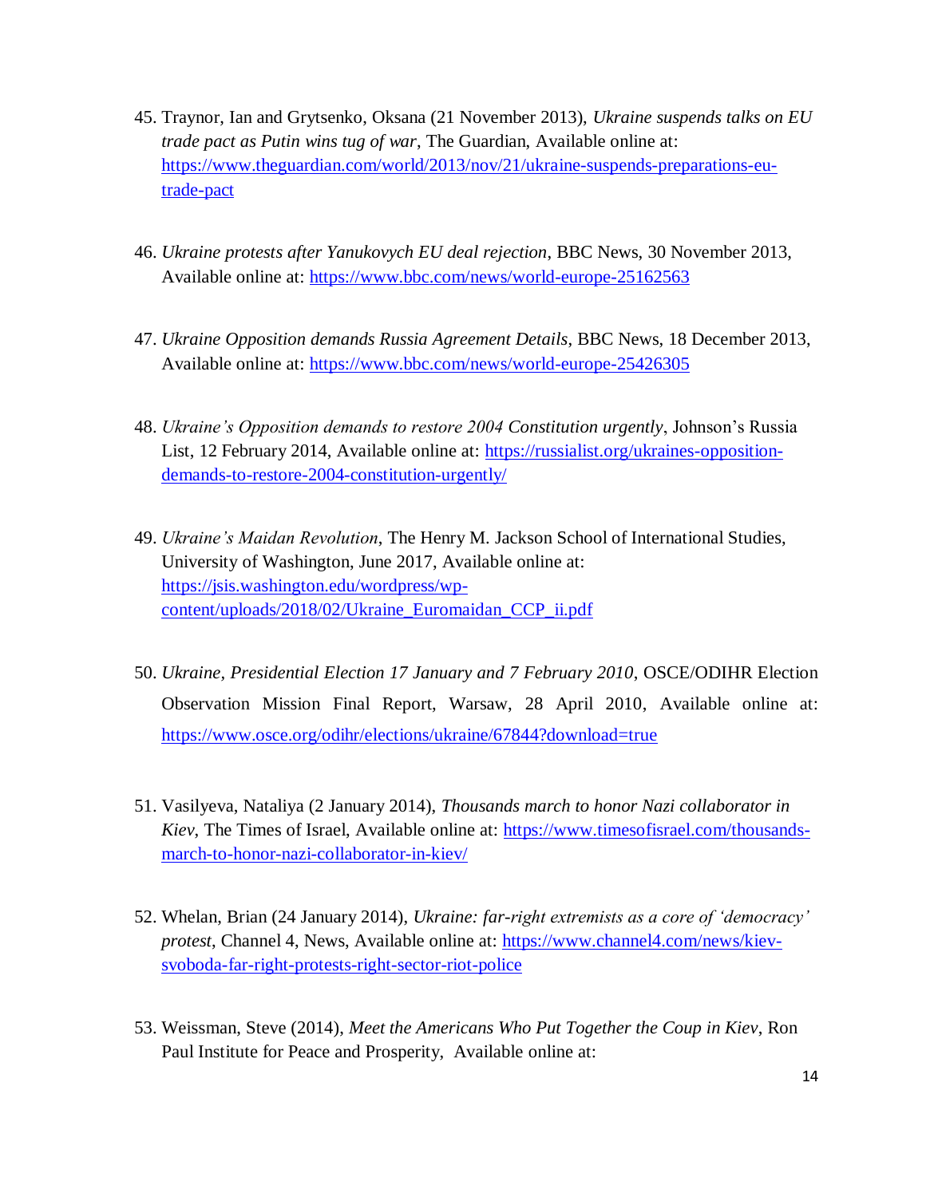45. Traynor, Ian and Grytsenko, Oksana (21 November 2013), *Ukraine suspends talks on EU trade pact as Putin wins tug of war*, The Guardian, Available online at: https://www.theguardian.com/world/2013/nov/21/ukraine-suspends-preparations-eu-trade-pact

46. *Ukraine protests after Yanukovych EU deal rejection*, BBC News, 30 November 2013, Available online at: https://www.bbc.com/news/world-europe-25162563

47. *Ukraine Opposition demands Russia Agreement Details*, BBC News, 18 December 2013, Available online at: https://www.bbc.com/news/world-europe-25426305

48. *Ukraine's Opposition demands to restore 2004 Constitution urgently*, Johnson's Russia List, 12 February 2014, Available online at: https://russialist.org/ukraines-opposition-demands-to-restore-2004-constitution-urgently/

49. *Ukraine's Maidan Revolution*, The Henry M. Jackson School of International Studies, University of Washington, June 2017, Available online at: https://jsis.washington.edu/wordpress/wp-content/uploads/2018/02/Ukraine_Euromaidan_CCP_ii.pdf

50. *Ukraine, Presidential Election 17 January and 7 February 2010*, OSCE/ODIHR Election Observation Mission Final Report, Warsaw, 28 April 2010, Available online at: https://www.osce.org/odihr/elections/ukraine/67844?download=true

51. Vasilyeva, Nataliya (2 January 2014), *Thousands march to honor Nazi collaborator in Kiev*, The Times of Israel, Available online at: https://www.timesofisrael.com/thousands-march-to-honor-nazi-collaborator-in-kiev/

52. Whelan, Brian (24 January 2014), *Ukraine: far-right extremists as a core of 'democracy' protest*, Channel 4, News, Available online at: https://www.channel4.com/news/kiev-svoboda-far-right-protests-right-sector-riot-police

53. Weissman, Steve (2014), *Meet the Americans Who Put Together the Coup in Kiev*, Ron Paul Institute for Peace and Prosperity, Available online at: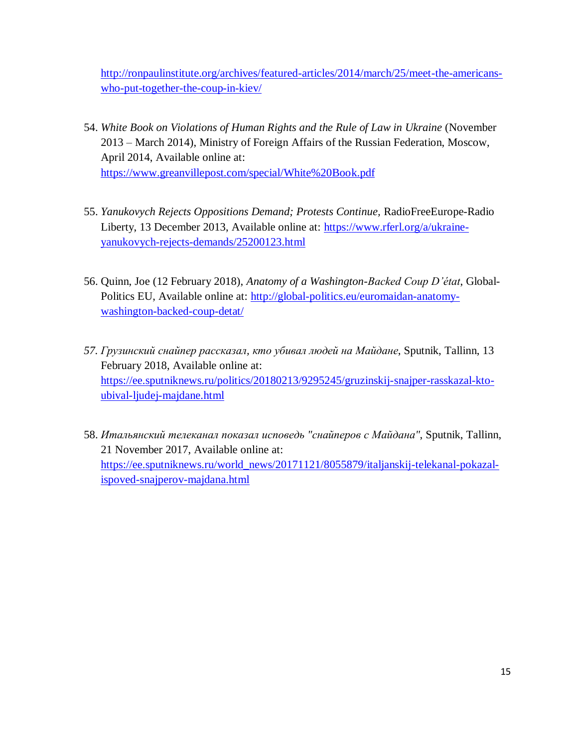http://ronpaulinstitute.org/archives/featured-articles/2014/march/25/meet-the-americans-who-put-together-the-coup-in-kiev/

54. *White Book on Violations of Human Rights and the Rule of Law in Ukraine* (November 2013 – March 2014), Ministry of Foreign Affairs of the Russian Federation, Moscow, April 2014, Available online at: https://www.greanvillepost.com/special/White%20Book.pdf

55. *Yanukovych Rejects Oppositions Demand; Protests Continue,* RadioFreeEurope-Radio Liberty, 13 December 2013, Available online at: https://www.rferl.org/a/ukraine-yanukovych-rejects-demands/25200123.html

56. Quinn, Joe (12 February 2018), *Anatomy of a Washington-Backed Coup D'état*, Global-Politics EU, Available online at: http://global-politics.eu/euromaidan-anatomy-washington-backed-coup-detat/

57. *Грузинский снайпер рассказал, кто убивал людей на Майдане*, Sputnik, Tallinn, 13 February 2018, Available online at: https://ee.sputniknews.ru/politics/20180213/9295245/gruzinskij-snajper-rasskazal-kto-ubival-ljudej-majdane.html

58. *Итальянский телеканал показал исповедь "снайперов с Майдана"*, Sputnik, Tallinn, 21 November 2017, Available online at: https://ee.sputniknews.ru/world_news/20171121/8055879/italjanskij-telekanal-pokazal-ispoved-snajperov-majdana.html